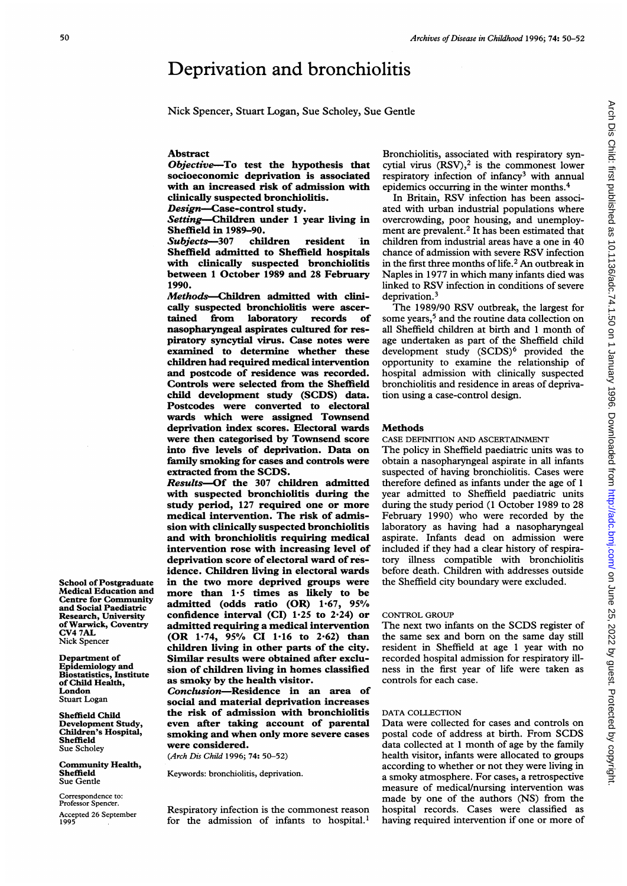# Deprivation and bronchiolitis

Nick Spencer, Stuart Logan, Sue Scholey, Sue Gentle

## Abstract

***Objective***—**To test the hypothesis that socioeconomic deprivation is associated with an increased risk of admission with clinically suspected bronchiolitis.**

***Design***—**Case-control study.**

***Setting***—**Children under 1 year living in Sheffield in 1989–90.**

***Subjects***—**307 children resident in Sheffield admitted to Sheffield hospitals with clinically suspected bronchiolitis between 1 October 1989 and 28 February 1990.**

***Methods***—**Children admitted with clinically suspected bronchiolitis were ascertained from laboratory records of nasopharyngeal aspirates cultured for respiratory syncytial virus. Case notes were examined to determine whether these children had required medical intervention and postcode of residence was recorded. Controls were selected from the Sheffield child development study (SCDS) data. Postcodes were converted to electoral wards which were assigned Townsend deprivation index scores. Electoral wards were then categorised by Townsend score into five levels of deprivation. Data on family smoking for cases and controls were extracted from the SCDS.**

***Results***—**Of the 307 children admitted with suspected bronchiolitis during the study period, 127 required one or more medical intervention. The risk of admission with clinically suspected bronchiolitis and with bronchiolitis requiring medical intervention rose with increasing level of deprivation score of electoral ward of residence. Children living in electoral wards in the two more deprived groups were more than 1·5 times as likely to be admitted (odds ratio (OR) 1·67, 95% confidence interval (CI) 1·25 to 2·24) or admitted requiring a medical intervention (OR 1·74, 95% CI 1·16 to 2·62) than children living in other parts of the city. Similar results were obtained after exclusion of children living in homes classified as smoky by the health visitor.**

***Conclusion***—**Residence in an area of social and material deprivation increases the risk of admission with bronchiolitis even after taking account of parental smoking and when only more severe cases were considered.**

(*Arch Dis Child* 1996; **74**: 50–52)

Keywords: bronchiolitis, deprivation.

**School of Postgraduate Medical Education and Centre for Community and Social Paediatric Research, University of Warwick, Coventry CV4 7AL**
Nick Spencer

**Department of Epidemiology and Biostatistics, Institute of Child Health, London**
Stuart Logan

**Sheffield Child Development Study, Children's Hospital, Sheffield**
Sue Scholey

**Community Health, Sheffield**
Sue Gentle

Correspondence to: Professor Spencer.

Accepted 26 September 1995

Respiratory infection is the commonest reason for the admission of infants to hospital.[1] Bronchiolitis, associated with respiratory syncytial virus (RSV),[2] is the commonest lower respiratory infection of infancy[3] with annual epidemics occurring in the winter months.[4]

In Britain, RSV infection has been associated with urban industrial populations where overcrowding, poor housing, and unemployment are prevalent.[2] It has been estimated that children from industrial areas have a one in 40 chance of admission with severe RSV infection in the first three months of life.[2] An outbreak in Naples in 1977 in which many infants died was linked to RSV infection in conditions of severe deprivation.[3]

The 1989/90 RSV outbreak, the largest for some years,[5] and the routine data collection on all Sheffield children at birth and 1 month of age undertaken as part of the Sheffield child development study (SCDS)[6] provided the opportunity to examine the relationship of hospital admission with clinically suspected bronchiolitis and residence in areas of deprivation using a case-control design.

## Methods

### CASE DEFINITION AND ASCERTAINMENT

The policy in Sheffield paediatric units was to obtain a nasopharyngeal aspirate in all infants suspected of having bronchiolitis. Cases were therefore defined as infants under the age of 1 year admitted to Sheffield paediatric units during the study period (1 October 1989 to 28 February 1990) who were recorded by the laboratory as having had a nasopharyngeal aspirate. Infants dead on admission were included if they had a clear history of respiratory illness compatible with bronchiolitis before death. Children with addresses outside the Sheffield city boundary were excluded.

### CONTROL GROUP

The next two infants on the SCDS register of the same sex and born on the same day still resident in Sheffield at age 1 year with no recorded hospital admission for respiratory illness in the first year of life were taken as controls for each case.

### DATA COLLECTION

Data were collected for cases and controls on postal code of address at birth. From SCDS data collected at 1 month of age by the family health visitor, infants were allocated to groups according to whether or not they were living in a smoky atmosphere. For cases, a retrospective measure of medical/nursing intervention was made by one of the authors (NS) from the hospital records. Cases were classified as having required intervention if one or more of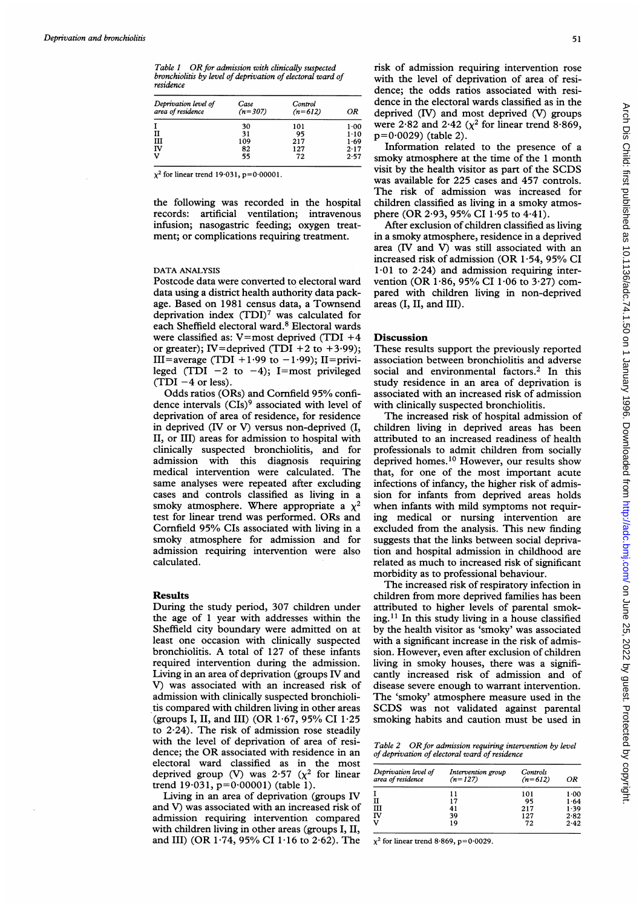*Table 1 OR for admission with clinically suspected bronchiolitis by level of deprivation of electoral ward of residence*

| Deprivation level of area of residence | Case (n=307) | Control (n=612) | OR |
|---|---|---|---|
| I | 30 | 101 | 1·00 |
| II | 31 | 95 | 1·10 |
| III | 109 | 217 | 1·69 |
| IV | 82 | 127 | 2·17 |
| V | 55 | 72 | 2·57 |

$\chi^2$ for linear trend 19·031, p=0·00001.

the following was recorded in the hospital records: artificial ventilation; intravenous infusion; nasogastric feeding; oxygen treatment; or complications requiring treatment.

### DATA ANALYSIS

Postcode data were converted to electoral ward data using a district health authority data package. Based on 1981 census data, a Townsend deprivation index (TDI)[7] was calculated for each Sheffield electoral ward.[8] Electoral wards were classified as: V=most deprived (TDI +4 or greater); IV=deprived (TDI +2 to +3·99); III=average (TDI +1·99 to −1·99); II=privileged (TDI −2 to −4); I=most privileged (TDI −4 or less).

Odds ratios (ORs) and Cornfield 95% confidence intervals (CIs)[9] associated with level of deprivation of area of residence, for residence in deprived (IV or V) versus non-deprived (I, II, or III) areas for admission to hospital with clinically suspected bronchiolitis, and for admission with this diagnosis requiring medical intervention were calculated. The same analyses were repeated after excluding cases and controls classified as living in a smoky atmosphere. Where appropriate a $\chi^2$ test for linear trend was performed. ORs and Cornfield 95% CIs associated with living in a smoky atmosphere for admission and for admission requiring intervention were also calculated.

## Results

During the study period, 307 children under the age of 1 year with addresses within the Sheffield city boundary were admitted on at least one occasion with clinically suspected bronchiolitis. A total of 127 of these infants required intervention during the admission. Living in an area of deprivation (groups IV and V) was associated with an increased risk of admission with clinically suspected bronchiolitis compared with children living in other areas (groups I, II, and III) (OR 1·67, 95% CI 1·25 to 2·24). The risk of admission rose steadily with the level of deprivation of area of residence; the OR associated with residence in an electoral ward classified as in the most deprived group (V) was 2·57 ($\chi^2$ for linear trend 19·031, p=0·00001) (table 1).

Living in an area of deprivation (groups IV and V) was associated with an increased risk of admission requiring intervention compared with children living in other areas (groups I, II, and III) (OR 1·74, 95% CI 1·16 to 2·62). The risk of admission requiring intervention rose with the level of deprivation of area of residence; the odds ratios associated with residence in the electoral wards classified as in the deprived (IV) and most deprived (V) groups were 2·82 and 2·42 ($\chi^2$ for linear trend 8·869, p=0·0029) (table 2).

Information related to the presence of a smoky atmosphere at the time of the 1 month visit by the health visitor as part of the SCDS was available for 225 cases and 457 controls. The risk of admission was increased for children classified as living in a smoky atmosphere (OR 2·93, 95% CI 1·95 to 4·41).

After exclusion of children classified as living in a smoky atmosphere, residence in a deprived area (IV and V) was still associated with an increased risk of admission (OR 1·54, 95% CI 1·01 to 2·24) and admission requiring intervention (OR 1·86, 95% CI 1·06 to 3·27) compared with children living in non-deprived areas (I, II, and III).

## Discussion

These results support the previously reported association between bronchiolitis and adverse social and environmental factors.[2] In this study residence in an area of deprivation is associated with an increased risk of admission with clinically suspected bronchiolitis.

The increased risk of hospital admission of children living in deprived areas has been attributed to an increased readiness of health professionals to admit children from socially deprived homes.[10] However, our results show that, for one of the most important acute infections of infancy, the higher risk of admission for infants from deprived areas holds when infants with mild symptoms not requiring medical or nursing intervention are excluded from the analysis. This new finding suggests that the links between social deprivation and hospital admission in childhood are related as much to increased risk of significant morbidity as to professional behaviour.

The increased risk of respiratory infection in children from more deprived families has been attributed to higher levels of parental smoking.[11] In this study living in a house classified by the health visitor as 'smoky' was associated with a significant increase in the risk of admission. However, even after exclusion of children living in smoky houses, there was a significantly increased risk of admission and of disease severe enough to warrant intervention. The 'smoky' atmosphere measure used in the SCDS was not validated against parental smoking habits and caution must be used in

*Table 2 OR for admission requiring intervention by level of deprivation of electoral ward of residence*

| Deprivation level of area of residence | Intervention group (n=127) | Controls (n=612) | OR |
|---|---|---|---|
| I | 11 | 101 | 1·00 |
| II | 17 | 95 | 1·64 |
| III | 41 | 217 | 1·39 |
| IV | 39 | 127 | 2·82 |
| V | 19 | 72 | 2·42 |

$\chi^2$ for linear trend 8·869, p=0·0029.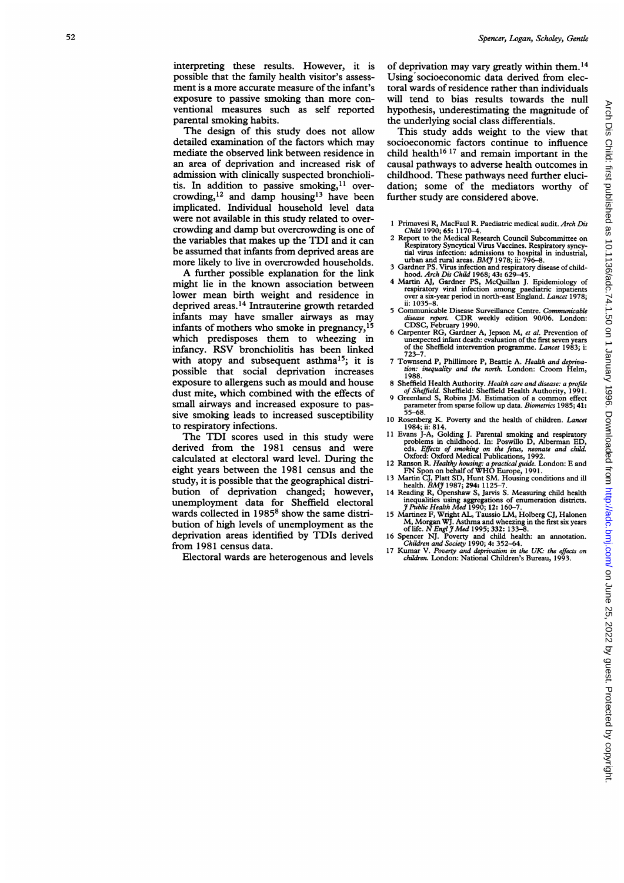interpreting these results. However, it is possible that the family health visitor's assessment is a more accurate measure of the infant's exposure to passive smoking than more conventional measures such as self reported parental smoking habits.

The design of this study does not allow detailed examination of the factors which may mediate the observed link between residence in an area of deprivation and increased risk of admission with clinically suspected bronchiolitis. In addition to passive smoking,[11] overcrowding,[12] and damp housing[13] have been implicated. Individual household level data were not available in this study related to overcrowding and damp but overcrowding is one of the variables that makes up the TDI and it can be assumed that infants from deprived areas are more likely to live in overcrowded households.

A further possible explanation for the link might lie in the known association between lower mean birth weight and residence in deprived areas.[14] Intrauterine growth retarded infants may have smaller airways as may infants of mothers who smoke in pregnancy,[15] which predisposes them to wheezing in infancy. RSV bronchiolitis has been linked with atopy and subsequent asthma[15]; it is possible that social deprivation increases exposure to allergens such as mould and house dust mite, which combined with the effects of small airways and increased exposure to passive smoking leads to increased susceptibility to respiratory infections.

The TDI scores used in this study were derived from the 1981 census and were calculated at electoral ward level. During the eight years between the 1981 census and the study, it is possible that the geographical distribution of deprivation changed; however, unemployment data for Sheffield electoral wards collected in 1985[8] show the same distribution of high levels of unemployment as the deprivation areas identified by TDIs derived from 1981 census data.

Electoral wards are heterogenous and levels of deprivation may vary greatly within them.[14] Using socioeconomic data derived from electoral wards of residence rather than individuals will tend to bias results towards the null hypothesis, underestimating the magnitude of the underlying social class differentials.

This study adds weight to the view that socioeconomic factors continue to influence child health[16 17] and remain important in the causal pathways to adverse health outcomes in childhood. These pathways need further elucidation; some of the mediators worthy of further study are considered above.

1 Primavesi R, MacFaul R. Paediatric medical audit. *Arch Dis Child* 1990; **65:** 1170–4.
2 Report to the Medical Research Council Subcommittee on Respiratory Syncytical Virus Vaccines. Respiratory syncytial virus infection: admissions to hospital in industrial, urban and rural areas. *BMJ* 1978; ii: 796–8.
3 Gardner PS. Virus infection and respiratory disease of childhood. *Arch Dis Child* 1968; **43:** 629–45.
4 Martin AJ, Gardner PS, McQuillan J. Epidemiology of respiratory viral infection among paediatric inpatients over a six-year period in north-east England. *Lancet* 1978; ii: 1035–8.
5 Communicable Disease Surveillance Centre. *Communicable disease report.* CDR weekly edition 90/06. London: CDSC, February 1990.
6 Carpenter RG, Gardner A, Jepson M, *et al.* Prevention of unexpected infant death: evaluation of the first seven years of the Sheffield intervention programme. *Lancet* 1983; i: 723–7.
7 Townsend P, Phillimore P, Beattie A. *Health and deprivation: inequality and the north.* London: Croom Helm, 1988.
8 Sheffield Health Authority. *Health care and disease: a profile of Sheffield.* Sheffield: Sheffield Health Authority, 1991.
9 Greenland S, Robins JM. Estimation of a common effect parameter from sparse follow up data. *Biometrics* 1985; **41:** 55–68.
10 Rosenberg K. Poverty and the health of children. *Lancet* 1984; ii: 814.
11 Evans J-A, Golding J. Parental smoking and respiratory problems in childhood. In: Poswillo D, Alberman ED, eds. *Effects of smoking on the fetus, neonate and child.* Oxford: Oxford Medical Publications, 1992.
12 Ranson R. *Healthy housing: a practical guide.* London: E and FN Spon on behalf of WHO Europe, 1991.
13 Martin CJ, Platt SD, Hunt SM. Housing conditions and ill health. *BMJ* 1987; **294:** 1125–7.
14 Reading R, Openshaw S, Jarvis S. Measuring child health inequalities using aggregations of enumeration districts. *J Public Health Med* 1990; **12:** 160–7.
15 Martinez F, Wright AL, Taussio LM, Holberg CJ, Halonen M, Morgan WJ. Asthma and wheezing in the first six years of life. *N Engl J Med* 1995; **332:** 133–8.
16 Spencer NJ. Poverty and child health: an annotation. *Children and Society* 1990; **4:** 352–64.
17 Kumar V. *Poverty and deprivation in the UK: the effects on children.* London: National Children's Bureau, 1993.